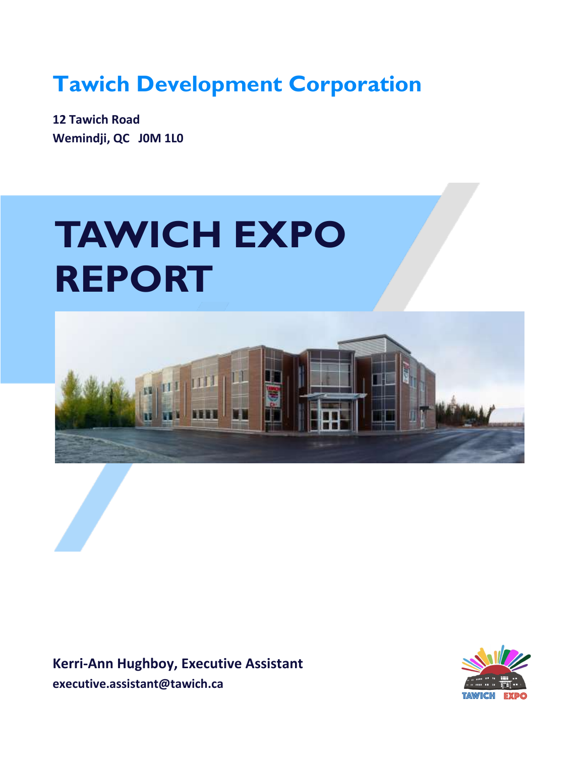# Tawich Development Corporation

**12 Tawich Road**
**Wemindji, QC J0M 1L0**

# TAWICH EXPO REPORT

**Kerri-Ann Hughboy, Executive Assistant**
**executive.assistant@tawich.ca**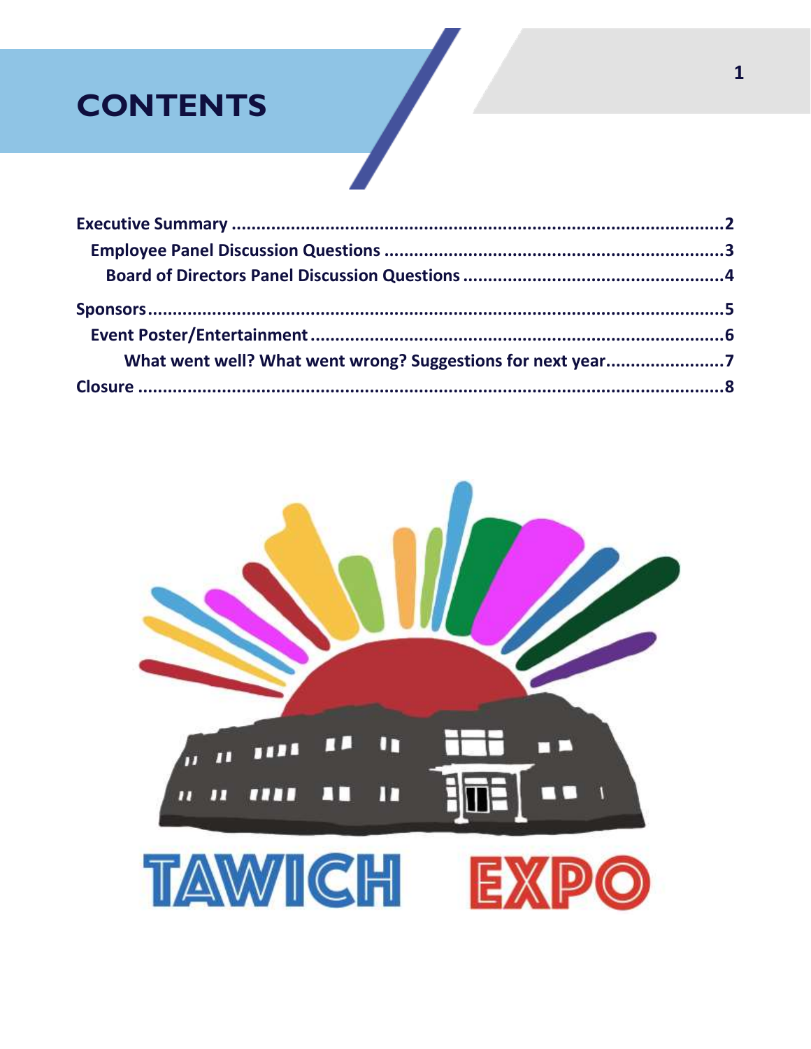# CONTENTS

Executive Summary ....................................................................................................2

Employee Panel Discussion Questions ......................................................................3

Board of Directors Panel Discussion Questions .....................................................4

Sponsors......................................................................................................................5

Event Poster/Entertainment .....................................................................................6

What went well? What went wrong? Suggestions for next year........................7

Closure .......................................................................................................................8

TAWICH EXPO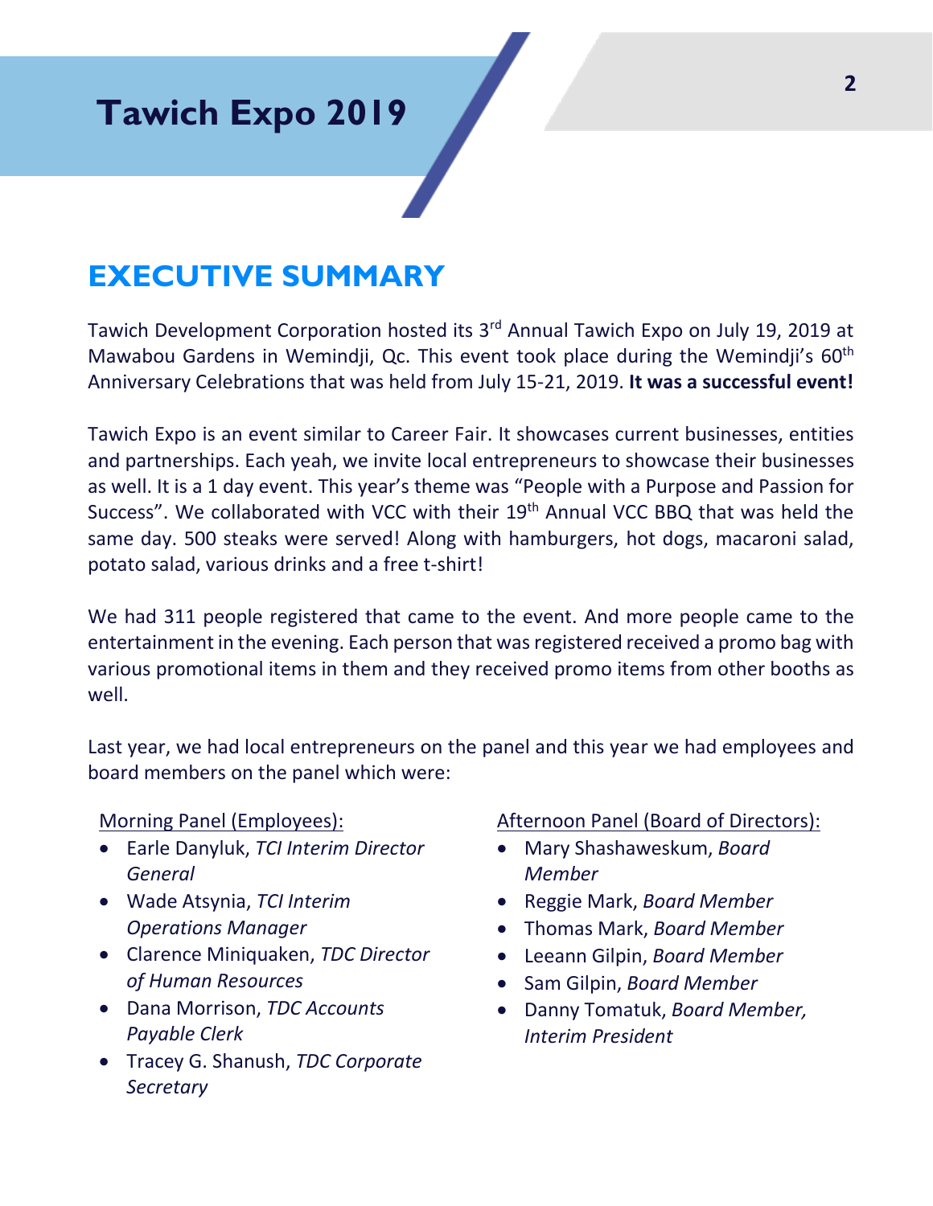# Tawich Expo 2019

## EXECUTIVE SUMMARY

Tawich Development Corporation hosted its 3rd Annual Tawich Expo on July 19, 2019 at Mawabou Gardens in Wemindji, Qc. This event took place during the Wemindji's 60th Anniversary Celebrations that was held from July 15-21, 2019. **It was a successful event!**

Tawich Expo is an event similar to Career Fair. It showcases current businesses, entities and partnerships. Each yeah, we invite local entrepreneurs to showcase their businesses as well. It is a 1 day event. This year's theme was "People with a Purpose and Passion for Success". We collaborated with VCC with their 19th Annual VCC BBQ that was held the same day. 500 steaks were served! Along with hamburgers, hot dogs, macaroni salad, potato salad, various drinks and a free t-shirt!

We had 311 people registered that came to the event. And more people came to the entertainment in the evening. Each person that was registered received a promo bag with various promotional items in them and they received promo items from other booths as well.

Last year, we had local entrepreneurs on the panel and this year we had employees and board members on the panel which were:

Morning Panel (Employees):

- Earle Danyluk, *TCI Interim Director General*
- Wade Atsynia, *TCI Interim Operations Manager*
- Clarence Miniquaken, *TDC Director of Human Resources*
- Dana Morrison, *TDC Accounts Payable Clerk*
- Tracey G. Shanush, *TDC Corporate Secretary*

Afternoon Panel (Board of Directors):

- Mary Shashaweskum, *Board Member*
- Reggie Mark, *Board Member*
- Thomas Mark, *Board Member*
- Leeann Gilpin, *Board Member*
- Sam Gilpin, *Board Member*
- Danny Tomatuk, *Board Member, Interim President*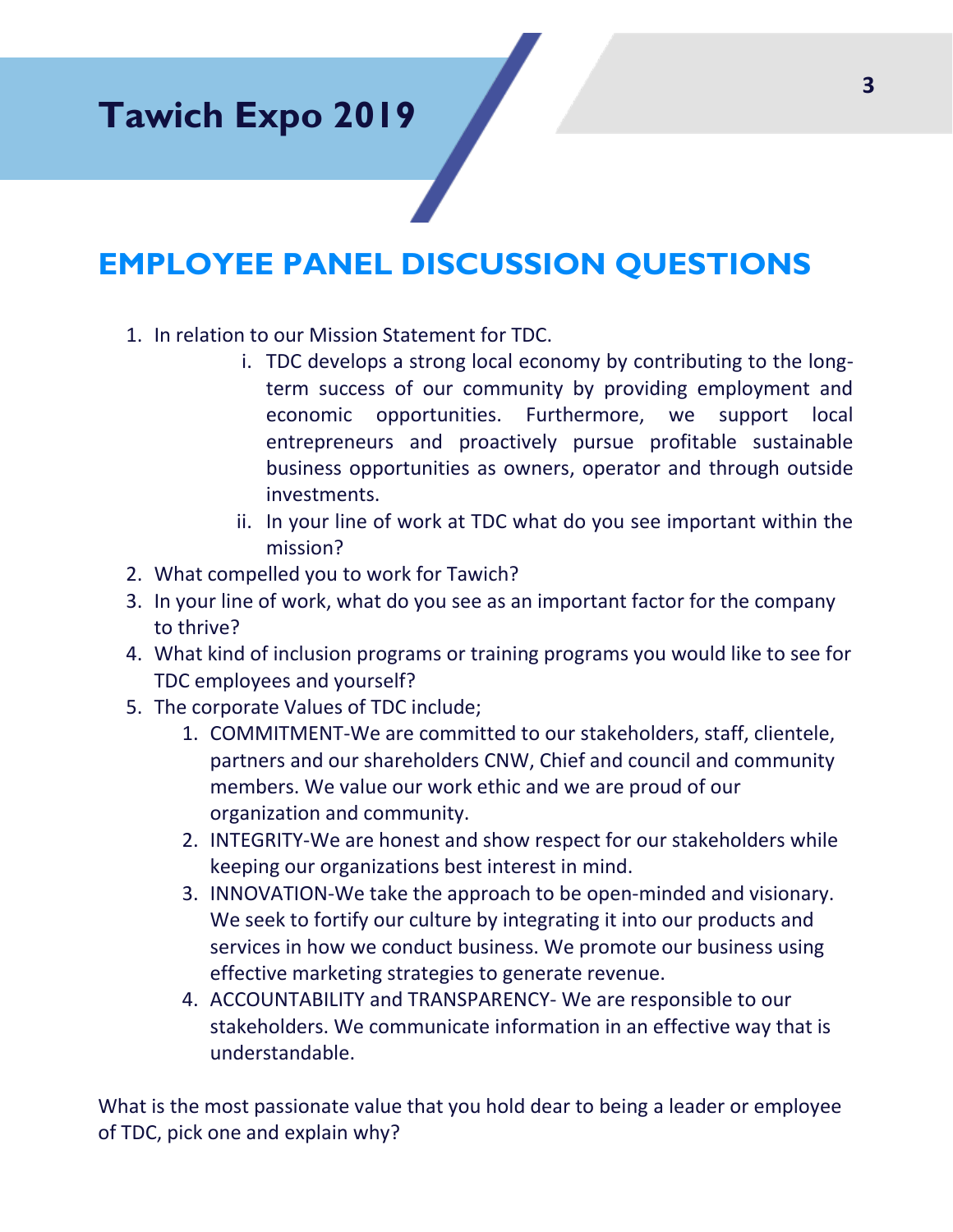# EMPLOYEE PANEL DISCUSSION QUESTIONS

1. In relation to our Mission Statement for TDC.
    1. TDC develops a strong local economy by contributing to the long-term success of our community by providing employment and economic opportunities. Furthermore, we support local entrepreneurs and proactively pursue profitable sustainable business opportunities as owners, operator and through outside investments.
    2. In your line of work at TDC what do you see important within the mission?
2. What compelled you to work for Tawich?
3. In your line of work, what do you see as an important factor for the company to thrive?
4. What kind of inclusion programs or training programs you would like to see for TDC employees and yourself?
5. The corporate Values of TDC include;
    1. COMMITMENT-We are committed to our stakeholders, staff, clientele, partners and our shareholders CNW, Chief and council and community members. We value our work ethic and we are proud of our organization and community.
    2. INTEGRITY-We are honest and show respect for our stakeholders while keeping our organizations best interest in mind.
    3. INNOVATION-We take the approach to be open-minded and visionary. We seek to fortify our culture by integrating it into our products and services in how we conduct business. We promote our business using effective marketing strategies to generate revenue.
    4. ACCOUNTABILITY and TRANSPARENCY- We are responsible to our stakeholders. We communicate information in an effective way that is understandable.

What is the most passionate value that you hold dear to being a leader or employee of TDC, pick one and explain why?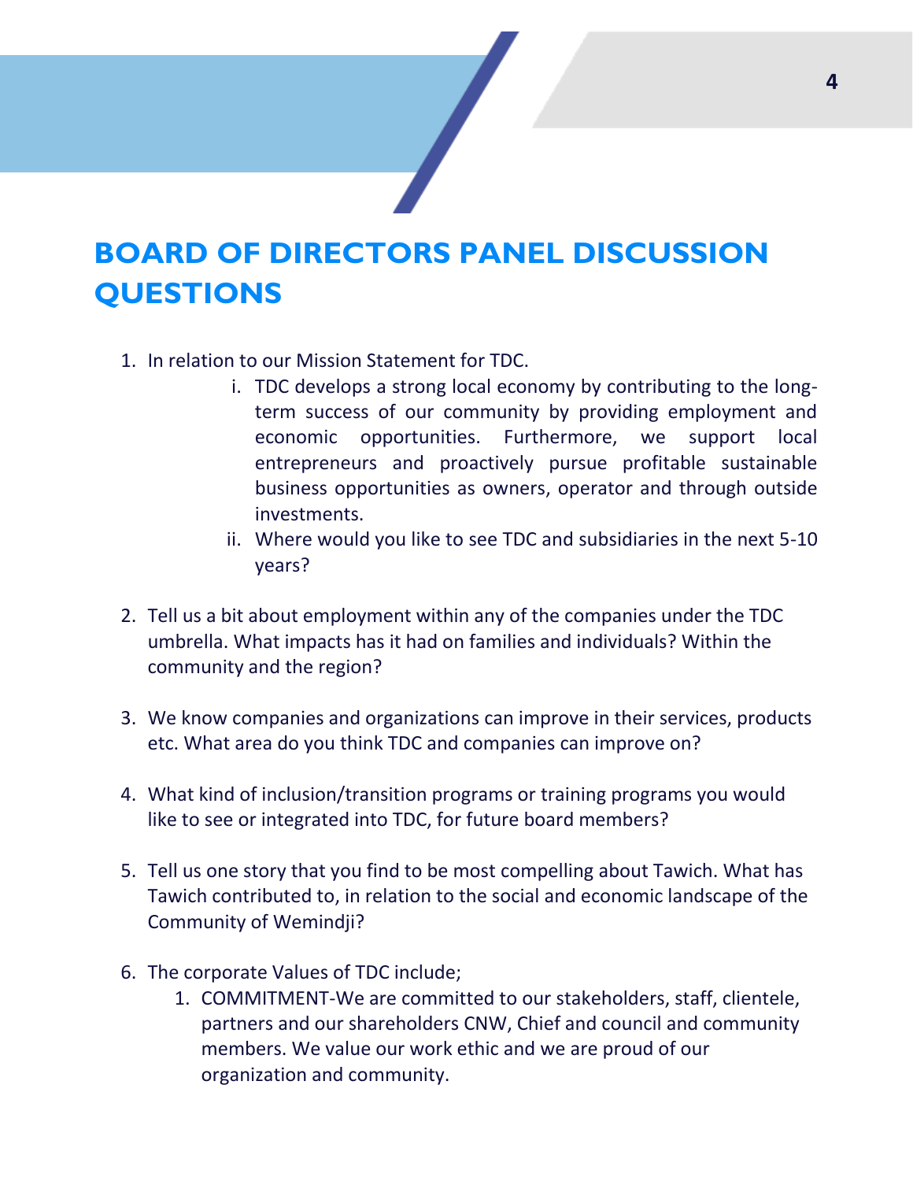# BOARD OF DIRECTORS PANEL DISCUSSION QUESTIONS

1. In relation to our Mission Statement for TDC.
    i. TDC develops a strong local economy by contributing to the long-term success of our community by providing employment and economic opportunities. Furthermore, we support local entrepreneurs and proactively pursue profitable sustainable business opportunities as owners, operator and through outside investments.
    ii. Where would you like to see TDC and subsidiaries in the next 5-10 years?

2. Tell us a bit about employment within any of the companies under the TDC umbrella. What impacts has it had on families and individuals? Within the community and the region?

3. We know companies and organizations can improve in their services, products etc. What area do you think TDC and companies can improve on?

4. What kind of inclusion/transition programs or training programs you would like to see or integrated into TDC, for future board members?

5. Tell us one story that you find to be most compelling about Tawich. What has Tawich contributed to, in relation to the social and economic landscape of the Community of Wemindji?

6. The corporate Values of TDC include;
    1. COMMITMENT-We are committed to our stakeholders, staff, clientele, partners and our shareholders CNW, Chief and council and community members. We value our work ethic and we are proud of our organization and community.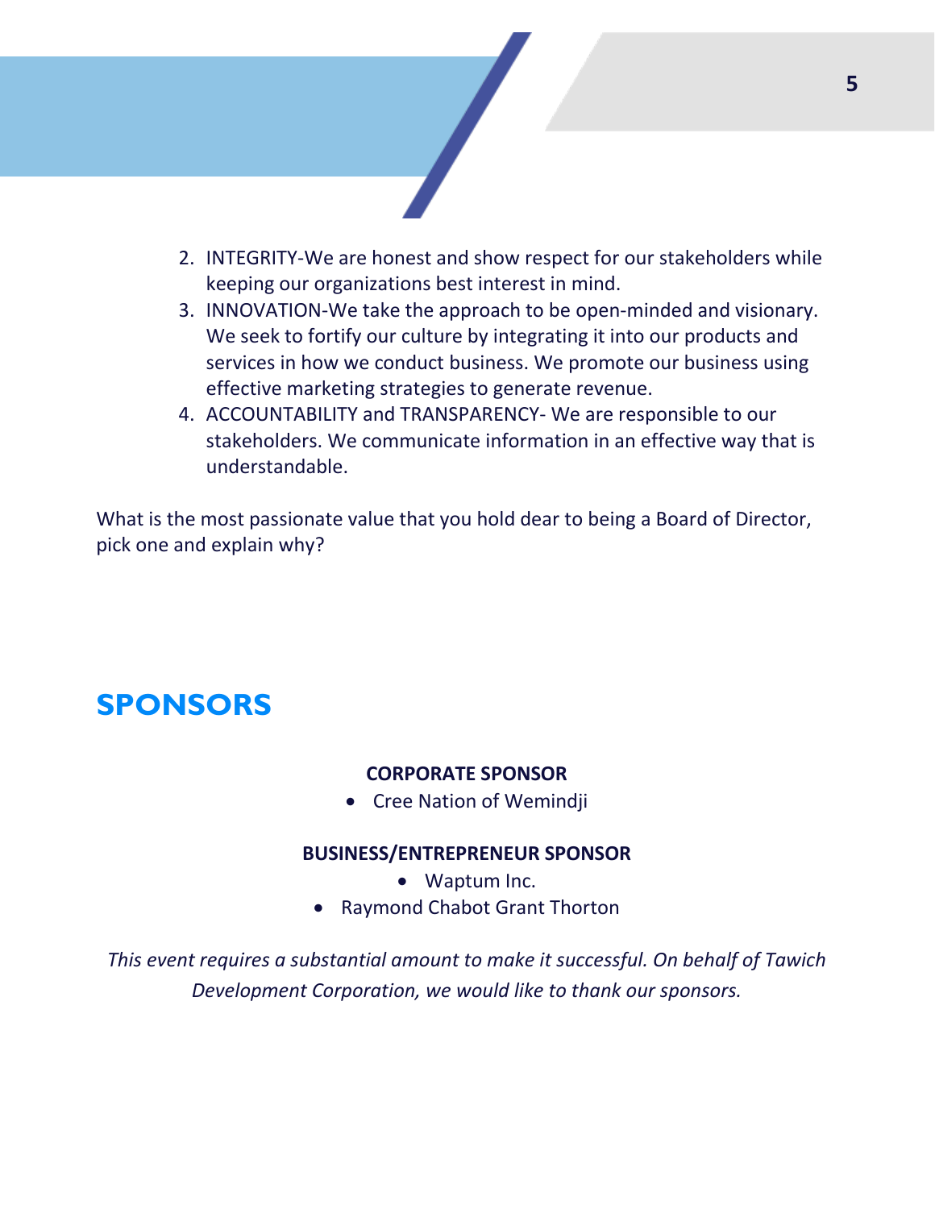2. INTEGRITY-We are honest and show respect for our stakeholders while keeping our organizations best interest in mind.
3. INNOVATION-We take the approach to be open-minded and visionary. We seek to fortify our culture by integrating it into our products and services in how we conduct business. We promote our business using effective marketing strategies to generate revenue.
4. ACCOUNTABILITY and TRANSPARENCY- We are responsible to our stakeholders. We communicate information in an effective way that is understandable.

What is the most passionate value that you hold dear to being a Board of Director, pick one and explain why?

## SPONSORS

**CORPORATE SPONSOR**

- Cree Nation of Wemindji

**BUSINESS/ENTREPRENEUR SPONSOR**

- Waptum Inc.
- Raymond Chabot Grant Thorton

*This event requires a substantial amount to make it successful. On behalf of Tawich Development Corporation, we would like to thank our sponsors.*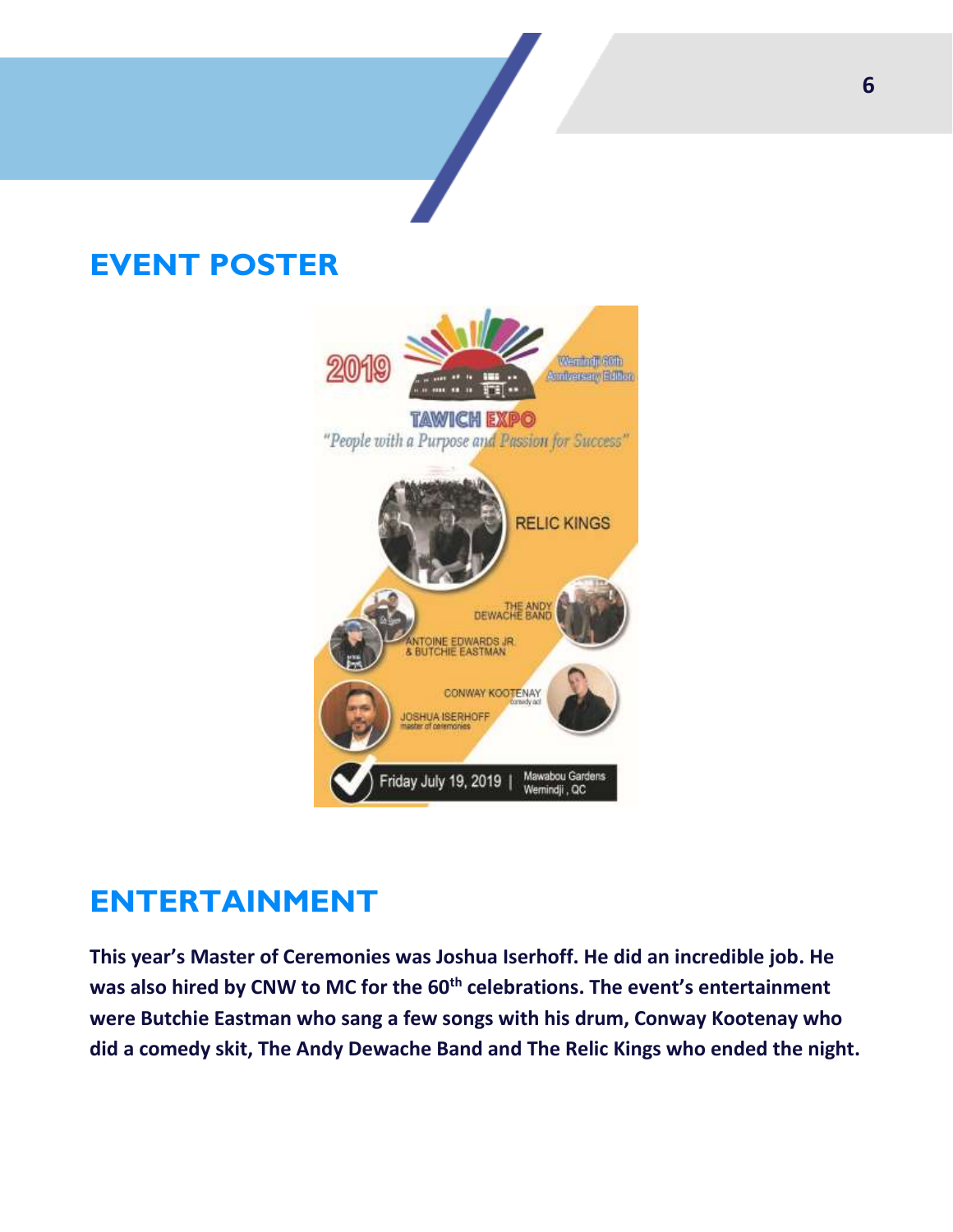## EVENT POSTER

## ENTERTAINMENT

**This year's Master of Ceremonies was Joshua Iserhoff. He did an incredible job. He was also hired by CNW to MC for the 60th celebrations. The event's entertainment were Butchie Eastman who sang a few songs with his drum, Conway Kootenay who did a comedy skit, The Andy Dewache Band and The Relic Kings who ended the night.**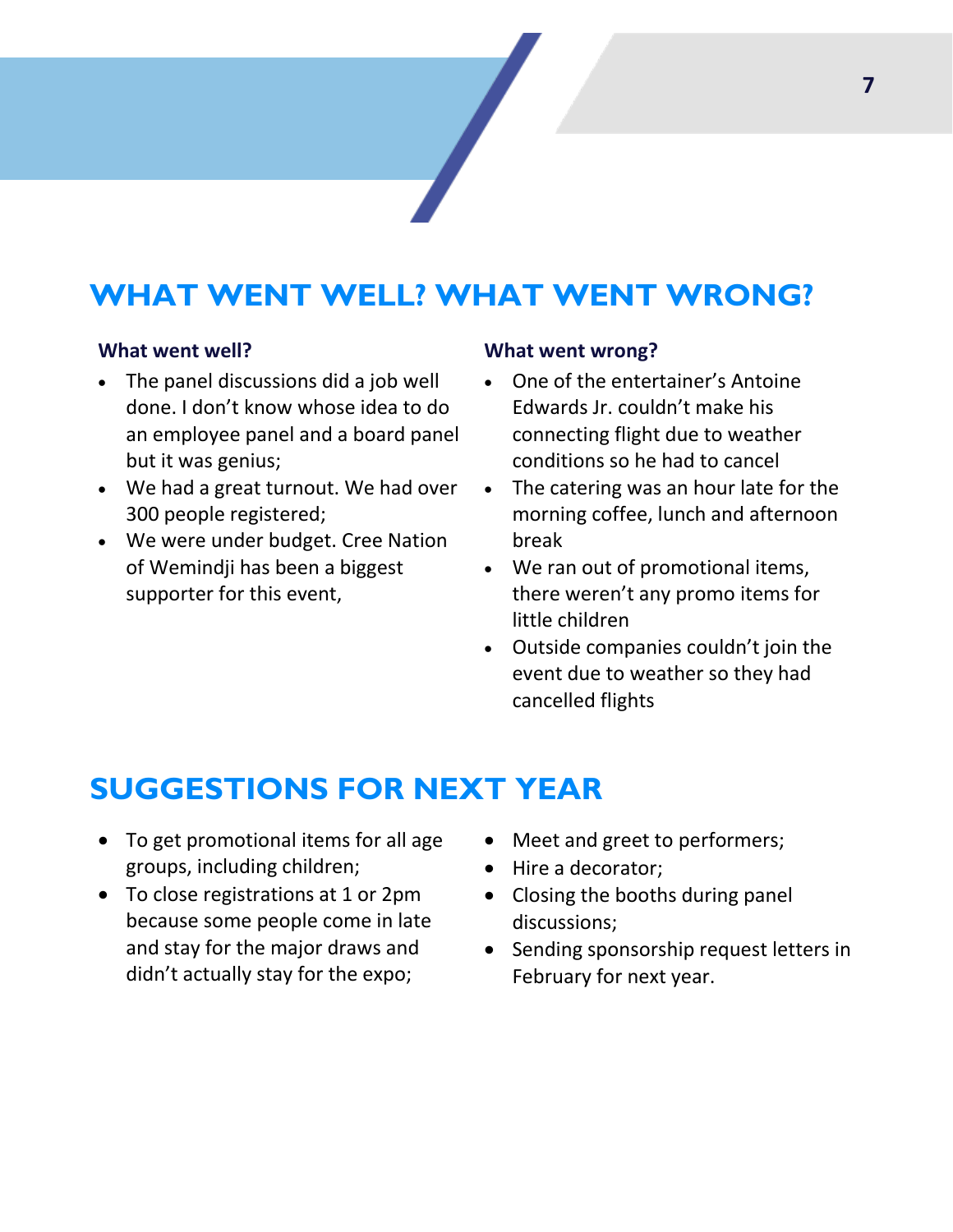## WHAT WENT WELL? WHAT WENT WRONG?

**What went well?**

- The panel discussions did a job well done. I don't know whose idea to do an employee panel and a board panel but it was genius;
- We had a great turnout. We had over 300 people registered;
- We were under budget. Cree Nation of Wemindji has been a biggest supporter for this event,

**What went wrong?**

- One of the entertainer's Antoine Edwards Jr. couldn't make his connecting flight due to weather conditions so he had to cancel
- The catering was an hour late for the morning coffee, lunch and afternoon break
- We ran out of promotional items, there weren't any promo items for little children
- Outside companies couldn't join the event due to weather so they had cancelled flights

## SUGGESTIONS FOR NEXT YEAR

- To get promotional items for all age groups, including children;
- To close registrations at 1 or 2pm because some people come in late and stay for the major draws and didn't actually stay for the expo;
- Meet and greet to performers;
- Hire a decorator;
- Closing the booths during panel discussions;
- Sending sponsorship request letters in February for next year.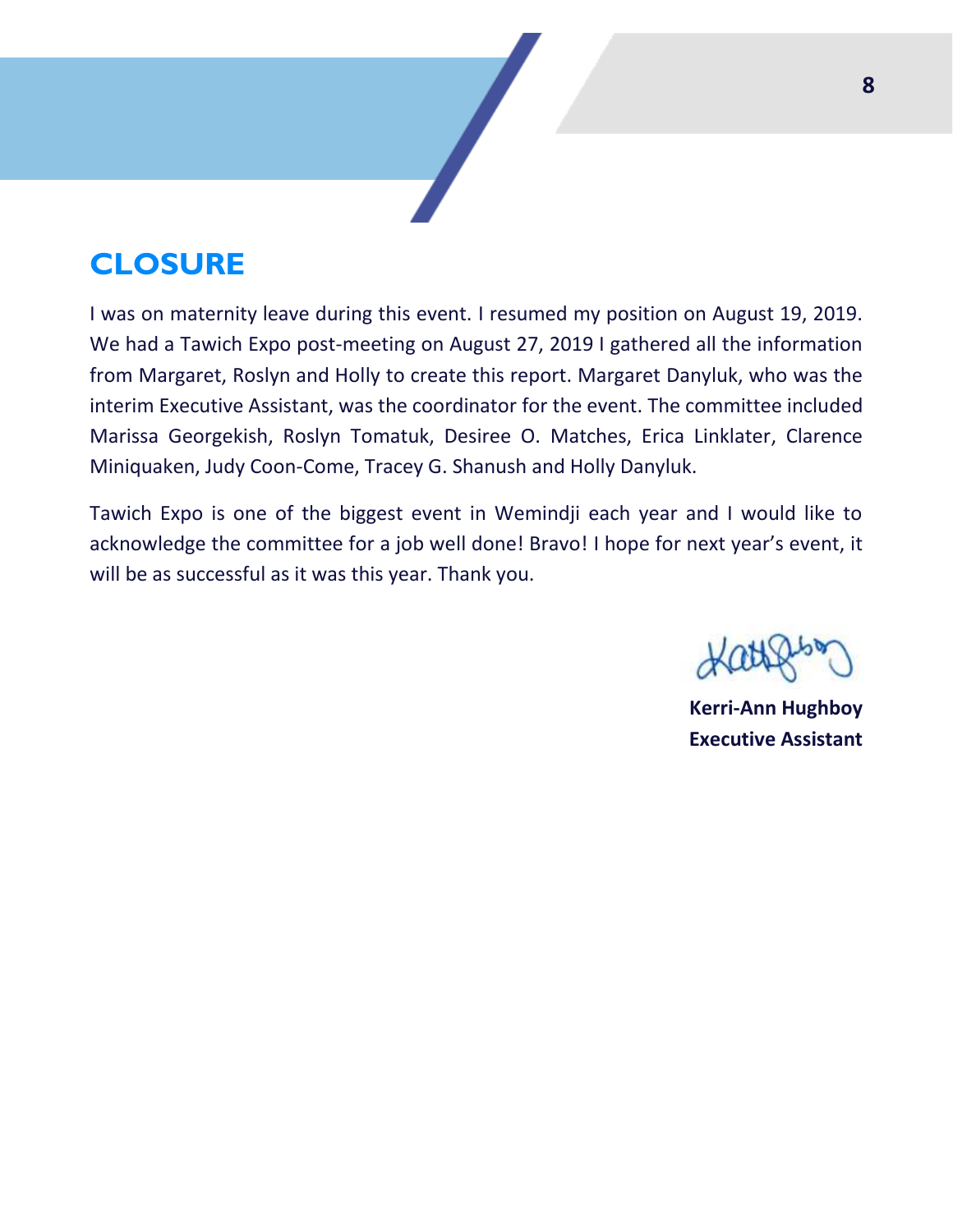# CLOSURE

I was on maternity leave during this event. I resumed my position on August 19, 2019. We had a Tawich Expo post-meeting on August 27, 2019 I gathered all the information from Margaret, Roslyn and Holly to create this report. Margaret Danyluk, who was the interim Executive Assistant, was the coordinator for the event. The committee included Marissa Georgekish, Roslyn Tomatuk, Desiree O. Matches, Erica Linklater, Clarence Miniquaken, Judy Coon-Come, Tracey G. Shanush and Holly Danyluk.

Tawich Expo is one of the biggest event in Wemindji each year and I would like to acknowledge the committee for a job well done! Bravo! I hope for next year's event, it will be as successful as it was this year. Thank you.

**Kerri-Ann Hughboy**
**Executive Assistant**